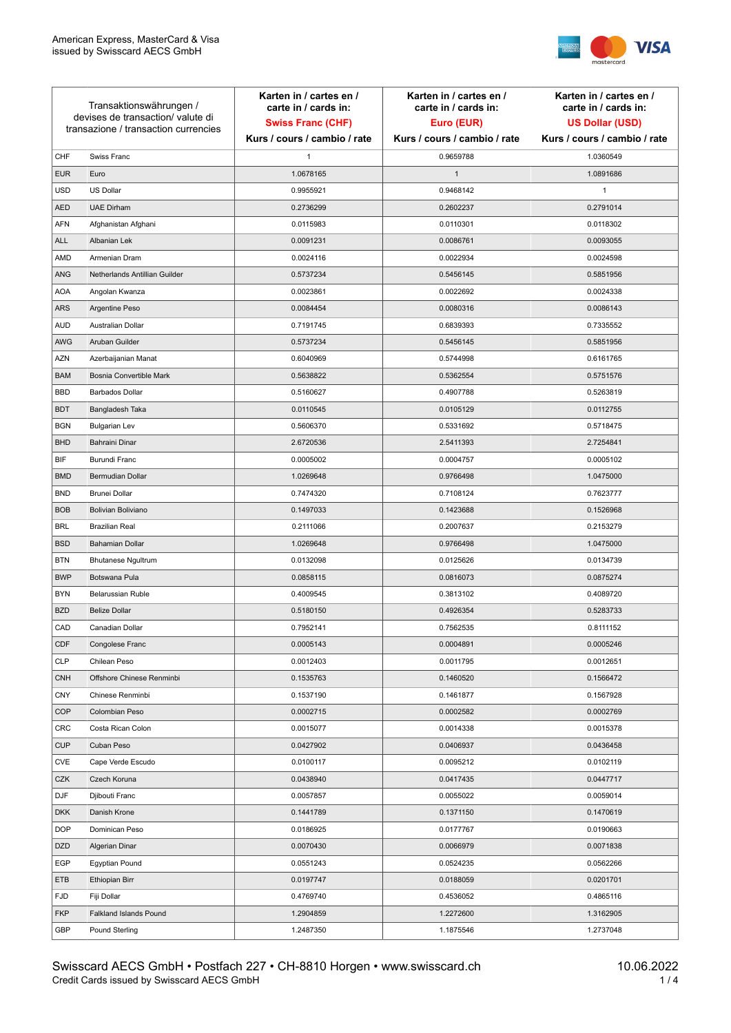American Express, MasterCard & Visa
issued by Swisscard AECS GmbH

| Transaktionswährungen / devises de transaction/ valute di transazione / transaction currencies | | Karten in / cartes en / carte in / cards in: **Swiss Franc (CHF)** Kurs / cours / cambio / rate | Karten in / cartes en / carte in / cards in: **Euro (EUR)** Kurs / cours / cambio / rate | Karten in / cartes en / carte in / cards in: **US Dollar (USD)** Kurs / cours / cambio / rate |
|---|---|---|---|---|
| CHF | Swiss Franc | 1 | 0.9659788 | 1.0360549 |
| EUR | Euro | 1.0678165 | 1 | 1.0891686 |
| USD | US Dollar | 0.9955921 | 0.9468142 | 1 |
| AED | UAE Dirham | 0.2736299 | 0.2602237 | 0.2791014 |
| AFN | Afghanistan Afghani | 0.0115983 | 0.0110301 | 0.0118302 |
| ALL | Albanian Lek | 0.0091231 | 0.0086761 | 0.0093055 |
| AMD | Armenian Dram | 0.0024116 | 0.0022934 | 0.0024598 |
| ANG | Netherlands Antillian Guilder | 0.5737234 | 0.5456145 | 0.5851956 |
| AOA | Angolan Kwanza | 0.0023861 | 0.0022692 | 0.0024338 |
| ARS | Argentine Peso | 0.0084454 | 0.0080316 | 0.0086143 |
| AUD | Australian Dollar | 0.7191745 | 0.6839393 | 0.7335552 |
| AWG | Aruban Guilder | 0.5737234 | 0.5456145 | 0.5851956 |
| AZN | Azerbaijanian Manat | 0.6040969 | 0.5744998 | 0.6161765 |
| BAM | Bosnia Convertible Mark | 0.5638822 | 0.5362554 | 0.5751576 |
| BBD | Barbados Dollar | 0.5160627 | 0.4907788 | 0.5263819 |
| BDT | Bangladesh Taka | 0.0110545 | 0.0105129 | 0.0112755 |
| BGN | Bulgarian Lev | 0.5606370 | 0.5331692 | 0.5718475 |
| BHD | Bahraini Dinar | 2.6720536 | 2.5411393 | 2.7254841 |
| BIF | Burundi Franc | 0.0005002 | 0.0004757 | 0.0005102 |
| BMD | Bermudian Dollar | 1.0269648 | 0.9766498 | 1.0475000 |
| BND | Brunei Dollar | 0.7474320 | 0.7108124 | 0.7623777 |
| BOB | Bolivian Boliviano | 0.1497033 | 0.1423688 | 0.1526968 |
| BRL | Brazilian Real | 0.2111066 | 0.2007637 | 0.2153279 |
| BSD | Bahamian Dollar | 1.0269648 | 0.9766498 | 1.0475000 |
| BTN | Bhutanese Ngultrum | 0.0132098 | 0.0125626 | 0.0134739 |
| BWP | Botswana Pula | 0.0858115 | 0.0816073 | 0.0875274 |
| BYN | Belarussian Ruble | 0.4009545 | 0.3813102 | 0.4089720 |
| BZD | Belize Dollar | 0.5180150 | 0.4926354 | 0.5283733 |
| CAD | Canadian Dollar | 0.7952141 | 0.7562535 | 0.8111152 |
| CDF | Congolese Franc | 0.0005143 | 0.0004891 | 0.0005246 |
| CLP | Chilean Peso | 0.0012403 | 0.0011795 | 0.0012651 |
| CNH | Offshore Chinese Renminbi | 0.1535763 | 0.1460520 | 0.1566472 |
| CNY | Chinese Renminbi | 0.1537190 | 0.1461877 | 0.1567928 |
| COP | Colombian Peso | 0.0002715 | 0.0002582 | 0.0002769 |
| CRC | Costa Rican Colon | 0.0015077 | 0.0014338 | 0.0015378 |
| CUP | Cuban Peso | 0.0427902 | 0.0406937 | 0.0436458 |
| CVE | Cape Verde Escudo | 0.0100117 | 0.0095212 | 0.0102119 |
| CZK | Czech Koruna | 0.0438940 | 0.0417435 | 0.0447717 |
| DJF | Djibouti Franc | 0.0057857 | 0.0055022 | 0.0059014 |
| DKK | Danish Krone | 0.1441789 | 0.1371150 | 0.1470619 |
| DOP | Dominican Peso | 0.0186925 | 0.0177767 | 0.0190663 |
| DZD | Algerian Dinar | 0.0070430 | 0.0066979 | 0.0071838 |
| EGP | Egyptian Pound | 0.0551243 | 0.0524235 | 0.0562266 |
| ETB | Ethiopian Birr | 0.0197747 | 0.0188059 | 0.0201701 |
| FJD | Fiji Dollar | 0.4769740 | 0.4536052 | 0.4865116 |
| FKP | Falkland Islands Pound | 1.2904859 | 1.2272600 | 1.3162905 |
| GBP | Pound Sterling | 1.2487350 | 1.1875546 | 1.2737048 |

Swisscard AECS GmbH • Postfach 227 • CH-8810 Horgen • www.swisscard.ch
Credit Cards issued by Swisscard AECS GmbH

10.06.2022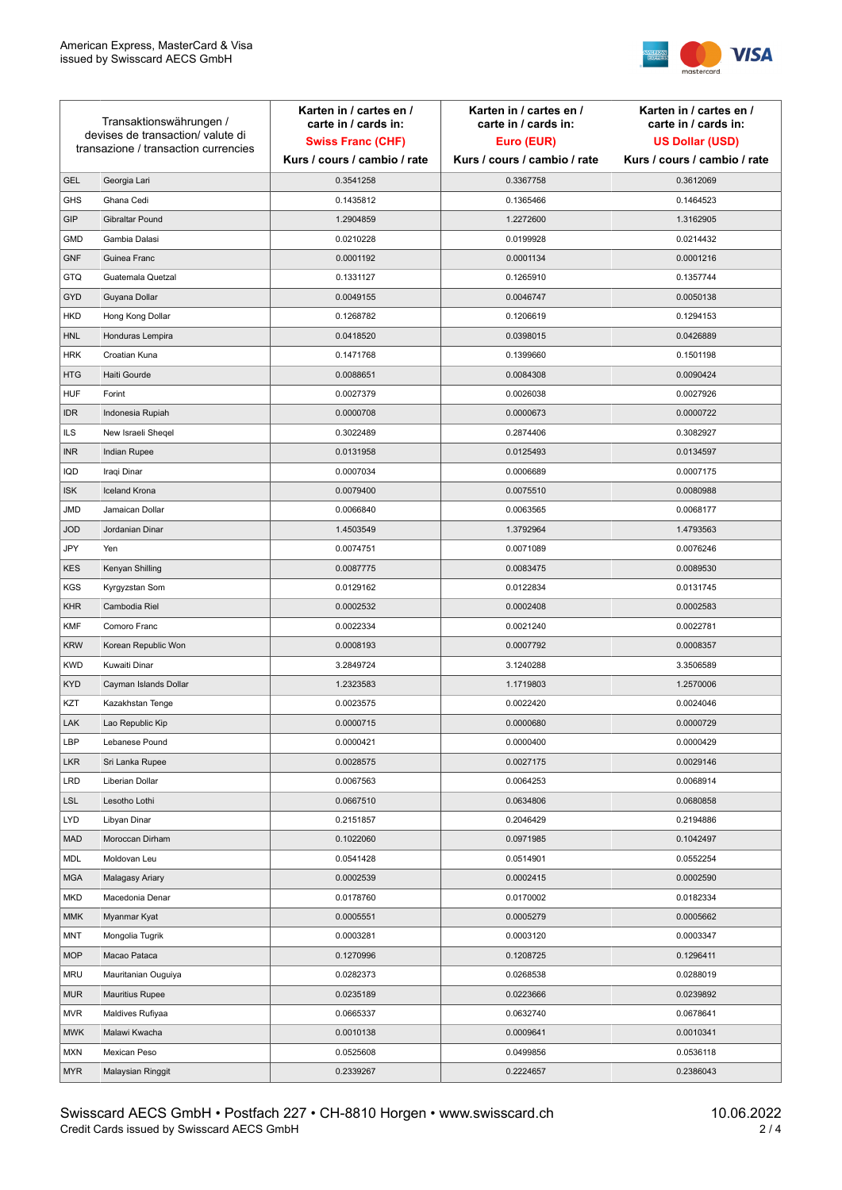| Transaktionswährungen / devises de transaction/ valute di transazione / transaction currencies | | Karten in / cartes en / carte in / cards in: **Swiss Franc (CHF)** Kurs / cours / cambio / rate | Karten in / cartes en / carte in / cards in: **Euro (EUR)** Kurs / cours / cambio / rate | Karten in / cartes en / carte in / cards in: **US Dollar (USD)** Kurs / cours / cambio / rate |
|---|---|---|---|---|
| GEL | Georgia Lari | 0.3541258 | 0.3367758 | 0.3612069 |
| GHS | Ghana Cedi | 0.1435812 | 0.1365466 | 0.1464523 |
| GIP | Gibraltar Pound | 1.2904859 | 1.2272600 | 1.3162905 |
| GMD | Gambia Dalasi | 0.0210228 | 0.0199928 | 0.0214432 |
| GNF | Guinea Franc | 0.0001192 | 0.0001134 | 0.0001216 |
| GTQ | Guatemala Quetzal | 0.1331127 | 0.1265910 | 0.1357744 |
| GYD | Guyana Dollar | 0.0049155 | 0.0046747 | 0.0050138 |
| HKD | Hong Kong Dollar | 0.1268782 | 0.1206619 | 0.1294153 |
| HNL | Honduras Lempira | 0.0418520 | 0.0398015 | 0.0426889 |
| HRK | Croatian Kuna | 0.1471768 | 0.1399660 | 0.1501198 |
| HTG | Haiti Gourde | 0.0088651 | 0.0084308 | 0.0090424 |
| HUF | Forint | 0.0027379 | 0.0026038 | 0.0027926 |
| IDR | Indonesia Rupiah | 0.0000708 | 0.0000673 | 0.0000722 |
| ILS | New Israeli Sheqel | 0.3022489 | 0.2874406 | 0.3082927 |
| INR | Indian Rupee | 0.0131958 | 0.0125493 | 0.0134597 |
| IQD | Iraqi Dinar | 0.0007034 | 0.0006689 | 0.0007175 |
| ISK | Iceland Krona | 0.0079400 | 0.0075510 | 0.0080988 |
| JMD | Jamaican Dollar | 0.0066840 | 0.0063565 | 0.0068177 |
| JOD | Jordanian Dinar | 1.4503549 | 1.3792964 | 1.4793563 |
| JPY | Yen | 0.0074751 | 0.0071089 | 0.0076246 |
| KES | Kenyan Shilling | 0.0087775 | 0.0083475 | 0.0089530 |
| KGS | Kyrgyzstan Som | 0.0129162 | 0.0122834 | 0.0131745 |
| KHR | Cambodia Riel | 0.0002532 | 0.0002408 | 0.0002583 |
| KMF | Comoro Franc | 0.0022334 | 0.0021240 | 0.0022781 |
| KRW | Korean Republic Won | 0.0008193 | 0.0007792 | 0.0008357 |
| KWD | Kuwaiti Dinar | 3.2849724 | 3.1240288 | 3.3506589 |
| KYD | Cayman Islands Dollar | 1.2323583 | 1.1719803 | 1.2570006 |
| KZT | Kazakhstan Tenge | 0.0023575 | 0.0022420 | 0.0024046 |
| LAK | Lao Republic Kip | 0.0000715 | 0.0000680 | 0.0000729 |
| LBP | Lebanese Pound | 0.0000421 | 0.0000400 | 0.0000429 |
| LKR | Sri Lanka Rupee | 0.0028575 | 0.0027175 | 0.0029146 |
| LRD | Liberian Dollar | 0.0067563 | 0.0064253 | 0.0068914 |
| LSL | Lesotho Lothi | 0.0667510 | 0.0634806 | 0.0680858 |
| LYD | Libyan Dinar | 0.2151857 | 0.2046429 | 0.2194886 |
| MAD | Moroccan Dirham | 0.1022060 | 0.0971985 | 0.1042497 |
| MDL | Moldovan Leu | 0.0541428 | 0.0514901 | 0.0552254 |
| MGA | Malagasy Ariary | 0.0002539 | 0.0002415 | 0.0002590 |
| MKD | Macedonia Denar | 0.0178760 | 0.0170002 | 0.0182334 |
| MMK | Myanmar Kyat | 0.0005551 | 0.0005279 | 0.0005662 |
| MNT | Mongolia Tugrik | 0.0003281 | 0.0003120 | 0.0003347 |
| MOP | Macao Pataca | 0.1270996 | 0.1208725 | 0.1296411 |
| MRU | Mauritanian Ouguiya | 0.0282373 | 0.0268538 | 0.0288019 |
| MUR | Mauritius Rupee | 0.0235189 | 0.0223666 | 0.0239892 |
| MVR | Maldives Rufiyaa | 0.0665337 | 0.0632740 | 0.0678641 |
| MWK | Malawi Kwacha | 0.0010138 | 0.0009641 | 0.0010341 |
| MXN | Mexican Peso | 0.0525608 | 0.0499856 | 0.0536118 |
| MYR | Malaysian Ringgit | 0.2339267 | 0.2224657 | 0.2386043 |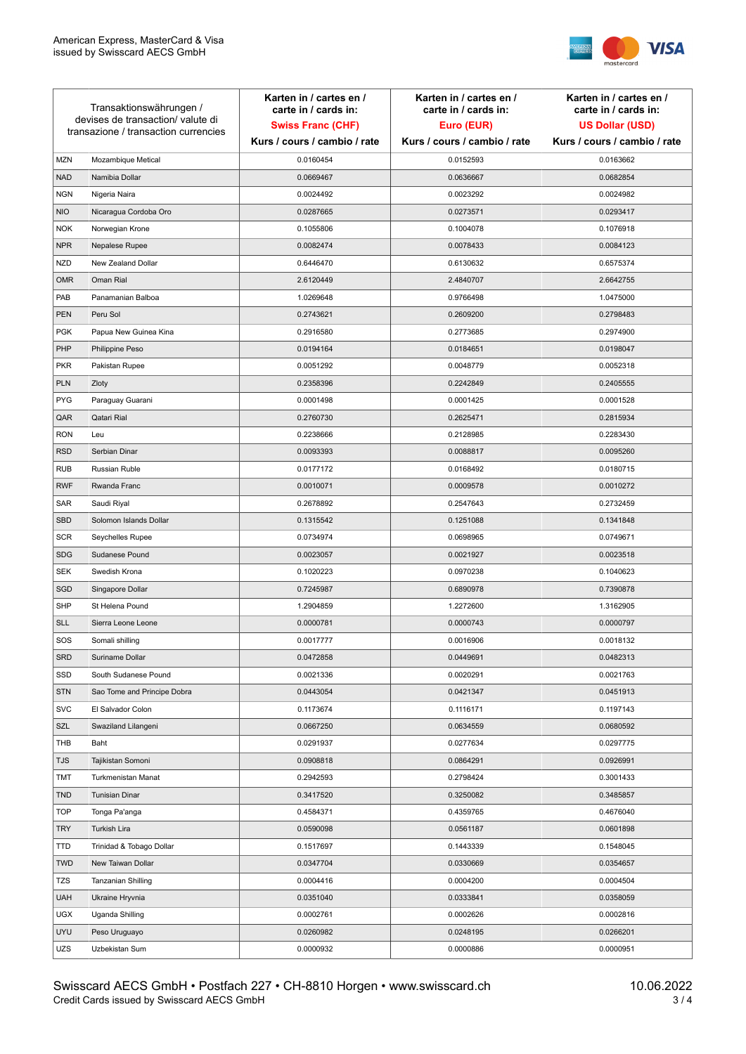| Transaktionswährungen / devises de transaction/ valute di transazione / transaction currencies | | Karten in / cartes en / carte in / cards in: **Swiss Franc (CHF)** Kurs / cours / cambio / rate | Karten in / cartes en / carte in / cards in: **Euro (EUR)** Kurs / cours / cambio / rate | Karten in / cartes en / carte in / cards in: **US Dollar (USD)** Kurs / cours / cambio / rate |
|---|---|---|---|---|
| MZN | Mozambique Metical | 0.0160454 | 0.0152593 | 0.0163662 |
| NAD | Namibia Dollar | 0.0669467 | 0.0636667 | 0.0682854 |
| NGN | Nigeria Naira | 0.0024492 | 0.0023292 | 0.0024982 |
| NIO | Nicaragua Cordoba Oro | 0.0287665 | 0.0273571 | 0.0293417 |
| NOK | Norwegian Krone | 0.1055806 | 0.1004078 | 0.1076918 |
| NPR | Nepalese Rupee | 0.0082474 | 0.0078433 | 0.0084123 |
| NZD | New Zealand Dollar | 0.6446470 | 0.6130632 | 0.6575374 |
| OMR | Oman Rial | 2.6120449 | 2.4840707 | 2.6642755 |
| PAB | Panamanian Balboa | 1.0269648 | 0.9766498 | 1.0475000 |
| PEN | Peru Sol | 0.2743621 | 0.2609200 | 0.2798483 |
| PGK | Papua New Guinea Kina | 0.2916580 | 0.2773685 | 0.2974900 |
| PHP | Philippine Peso | 0.0194164 | 0.0184651 | 0.0198047 |
| PKR | Pakistan Rupee | 0.0051292 | 0.0048779 | 0.0052318 |
| PLN | Zloty | 0.2358396 | 0.2242849 | 0.2405555 |
| PYG | Paraguay Guarani | 0.0001498 | 0.0001425 | 0.0001528 |
| QAR | Qatari Rial | 0.2760730 | 0.2625471 | 0.2815934 |
| RON | Leu | 0.2238666 | 0.2128985 | 0.2283430 |
| RSD | Serbian Dinar | 0.0093393 | 0.0088817 | 0.0095260 |
| RUB | Russian Ruble | 0.0177172 | 0.0168492 | 0.0180715 |
| RWF | Rwanda Franc | 0.0010071 | 0.0009578 | 0.0010272 |
| SAR | Saudi Riyal | 0.2678892 | 0.2547643 | 0.2732459 |
| SBD | Solomon Islands Dollar | 0.1315542 | 0.1251088 | 0.1341848 |
| SCR | Seychelles Rupee | 0.0734974 | 0.0698965 | 0.0749671 |
| SDG | Sudanese Pound | 0.0023057 | 0.0021927 | 0.0023518 |
| SEK | Swedish Krona | 0.1020223 | 0.0970238 | 0.1040623 |
| SGD | Singapore Dollar | 0.7245987 | 0.6890978 | 0.7390878 |
| SHP | St Helena Pound | 1.2904859 | 1.2272600 | 1.3162905 |
| SLL | Sierra Leone Leone | 0.0000781 | 0.0000743 | 0.0000797 |
| SOS | Somali shilling | 0.0017777 | 0.0016906 | 0.0018132 |
| SRD | Suriname Dollar | 0.0472858 | 0.0449691 | 0.0482313 |
| SSD | South Sudanese Pound | 0.0021336 | 0.0020291 | 0.0021763 |
| STN | Sao Tome and Principe Dobra | 0.0443054 | 0.0421347 | 0.0451913 |
| SVC | El Salvador Colon | 0.1173674 | 0.1116171 | 0.1197143 |
| SZL | Swaziland Lilangeni | 0.0667250 | 0.0634559 | 0.0680592 |
| THB | Baht | 0.0291937 | 0.0277634 | 0.0297775 |
| TJS | Tajikistan Somoni | 0.0908818 | 0.0864291 | 0.0926991 |
| TMT | Turkmenistan Manat | 0.2942593 | 0.2798424 | 0.3001433 |
| TND | Tunisian Dinar | 0.3417520 | 0.3250082 | 0.3485857 |
| TOP | Tonga Pa'anga | 0.4584371 | 0.4359765 | 0.4676040 |
| TRY | Turkish Lira | 0.0590098 | 0.0561187 | 0.0601898 |
| TTD | Trinidad & Tobago Dollar | 0.1517697 | 0.1443339 | 0.1548045 |
| TWD | New Taiwan Dollar | 0.0347704 | 0.0330669 | 0.0354657 |
| TZS | Tanzanian Shilling | 0.0004416 | 0.0004200 | 0.0004504 |
| UAH | Ukraine Hryvnia | 0.0351040 | 0.0333841 | 0.0358059 |
| UGX | Uganda Shilling | 0.0002761 | 0.0002626 | 0.0002816 |
| UYU | Peso Uruguayo | 0.0260982 | 0.0248195 | 0.0266201 |
| UZS | Uzbekistan Sum | 0.0000932 | 0.0000886 | 0.0000951 |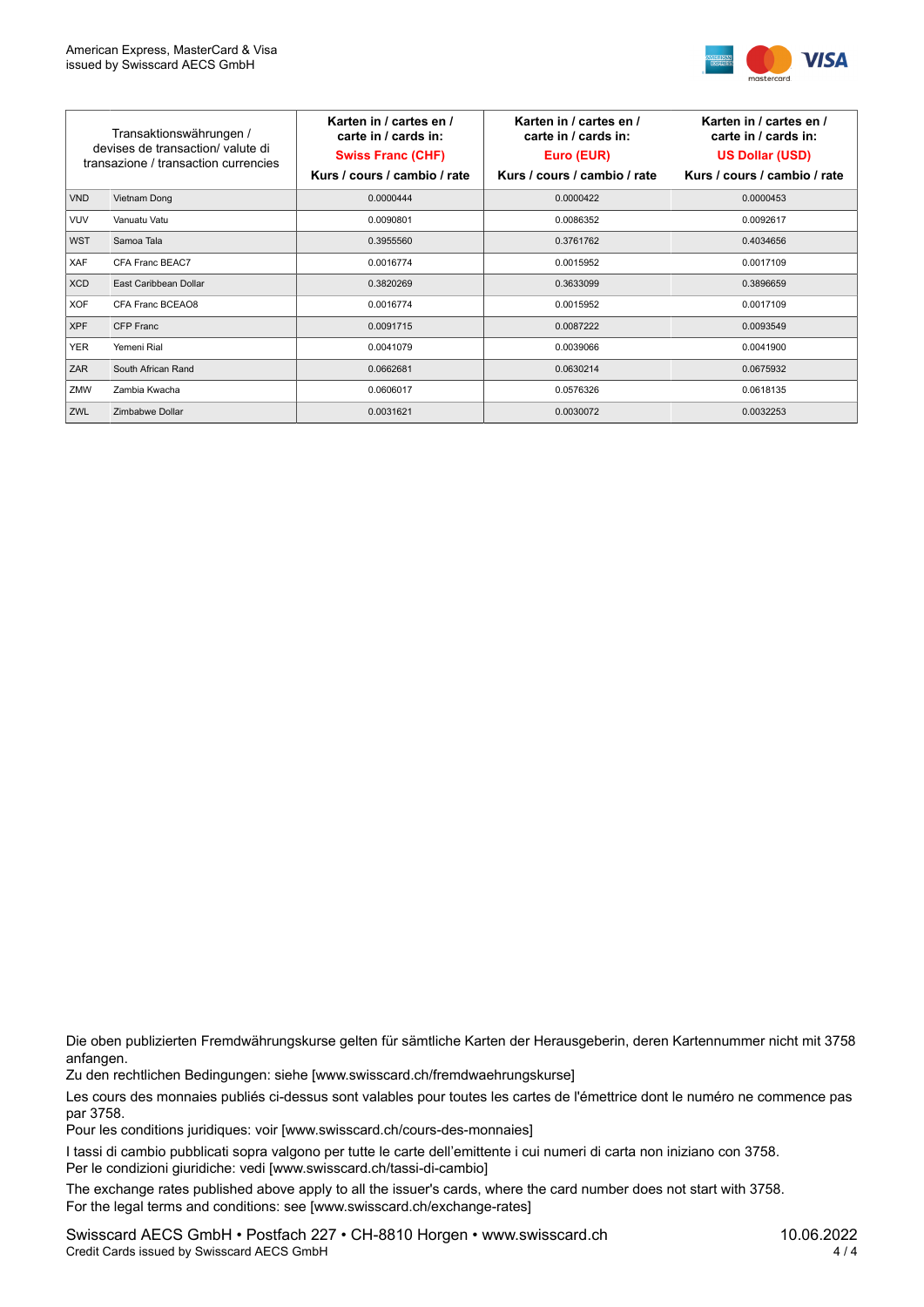| Transaktionswährungen / devises de transaction/ valute di transazione / transaction currencies | | Karten in / cartes en / carte in / cards in: **Swiss Franc (CHF)** Kurs / cours / cambio / rate | Karten in / cartes en / carte in / cards in: **Euro (EUR)** Kurs / cours / cambio / rate | Karten in / cartes en / carte in / cards in: **US Dollar (USD)** Kurs / cours / cambio / rate |
|---|---|---|---|---|
| VND | Vietnam Dong | 0.0000444 | 0.0000422 | 0.0000453 |
| VUV | Vanuatu Vatu | 0.0090801 | 0.0086352 | 0.0092617 |
| WST | Samoa Tala | 0.3955560 | 0.3761762 | 0.4034656 |
| XAF | CFA Franc BEAC7 | 0.0016774 | 0.0015952 | 0.0017109 |
| XCD | East Caribbean Dollar | 0.3820269 | 0.3633099 | 0.3896659 |
| XOF | CFA Franc BCEAO8 | 0.0016774 | 0.0015952 | 0.0017109 |
| XPF | CFP Franc | 0.0091715 | 0.0087222 | 0.0093549 |
| YER | Yemeni Rial | 0.0041079 | 0.0039066 | 0.0041900 |
| ZAR | South African Rand | 0.0662681 | 0.0630214 | 0.0675932 |
| ZMW | Zambia Kwacha | 0.0606017 | 0.0576326 | 0.0618135 |
| ZWL | Zimbabwe Dollar | 0.0031621 | 0.0030072 | 0.0032253 |

Die oben publizierten Fremdwährungskurse gelten für sämtliche Karten der Herausgeberin, deren Kartennummer nicht mit 3758 anfangen.
Zu den rechtlichen Bedingungen: siehe [www.swisscard.ch/fremdwaehrungskurse]

Les cours des monnaies publiés ci-dessus sont valables pour toutes les cartes de l'émettrice dont le numéro ne commence pas par 3758.
Pour les conditions juridiques: voir [www.swisscard.ch/cours-des-monnaies]

I tassi di cambio pubblicati sopra valgono per tutte le carte dell'emittente i cui numeri di carta non iniziano con 3758.
Per le condizioni giuridiche: vedi [www.swisscard.ch/tassi-di-cambio]

The exchange rates published above apply to all the issuer's cards, where the card number does not start with 3758.
For the legal terms and conditions: see [www.swisscard.ch/exchange-rates]

Swisscard AECS GmbH • Postfach 227 • CH-8810 Horgen • www.swisscard.ch
Credit Cards issued by Swisscard AECS GmbH

10.06.2022